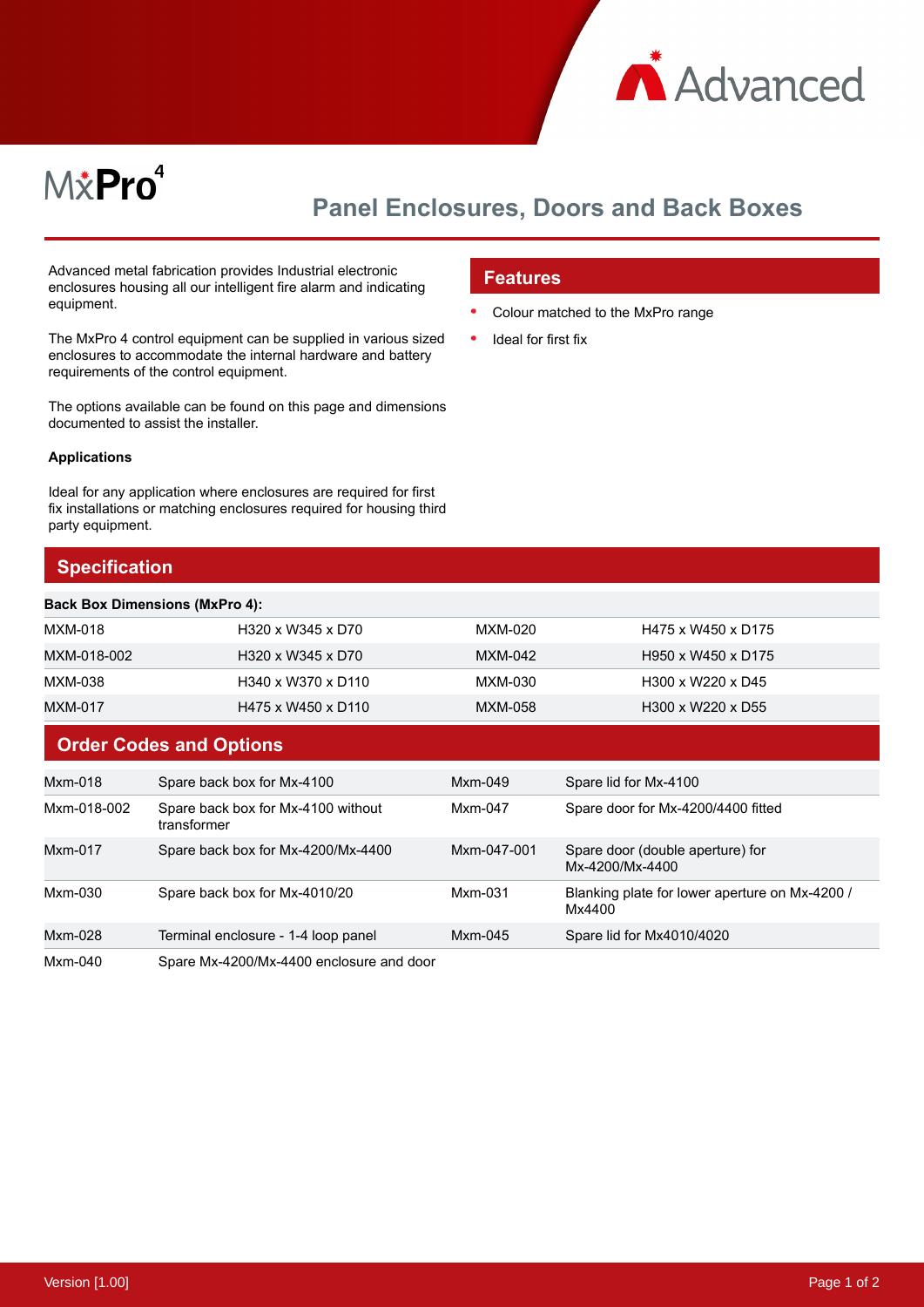MxPro 4

# Panel Enclosures, Doors and Back Boxes

Advanced metal fabrication provides Industrial electronic enclosures housing all our intelligent fire alarm and indicating equipment.

The MxPro 4 control equipment can be supplied in various sized enclosures to accommodate the internal hardware and battery requirements of the control equipment.

The options available can be found on this page and dimensions documented to assist the installer.

**Applications**

Ideal for any application where enclosures are required for first fix installations or matching enclosures required for housing third party equipment.

## Features

- Colour matched to the MxPro range
- Ideal for first fix

## Specification

| **Back Box Dimensions (MxPro 4):** | | | |
|---|---|---|---|
| MXM-018 | H320 x W345 x D70 | MXM-020 | H475 x W450 x D175 |
| MXM-018-002 | H320 x W345 x D70 | MXM-042 | H950 x W450 x D175 |
| MXM-038 | H340 x W370 x D110 | MXM-030 | H300 x W220 x D45 |
| MXM-017 | H475 x W450 x D110 | MXM-058 | H300 x W220 x D55 |

## Order Codes and Options

| | | | |
|---|---|---|---|
| Mxm-018 | Spare back box for Mx-4100 | Mxm-049 | Spare lid for Mx-4100 |
| Mxm-018-002 | Spare back box for Mx-4100 without transformer | Mxm-047 | Spare door for Mx-4200/4400 fitted |
| Mxm-017 | Spare back box for Mx-4200/Mx-4400 | Mxm-047-001 | Spare door (double aperture) for Mx-4200/Mx-4400 |
| Mxm-030 | Spare back box for Mx-4010/20 | Mxm-031 | Blanking plate for lower aperture on Mx-4200 / Mx4400 |
| Mxm-028 | Terminal enclosure - 1-4 loop panel | Mxm-045 | Spare lid for Mx4010/4020 |
| Mxm-040 | Spare Mx-4200/Mx-4400 enclosure and door | | |

Version [1.00]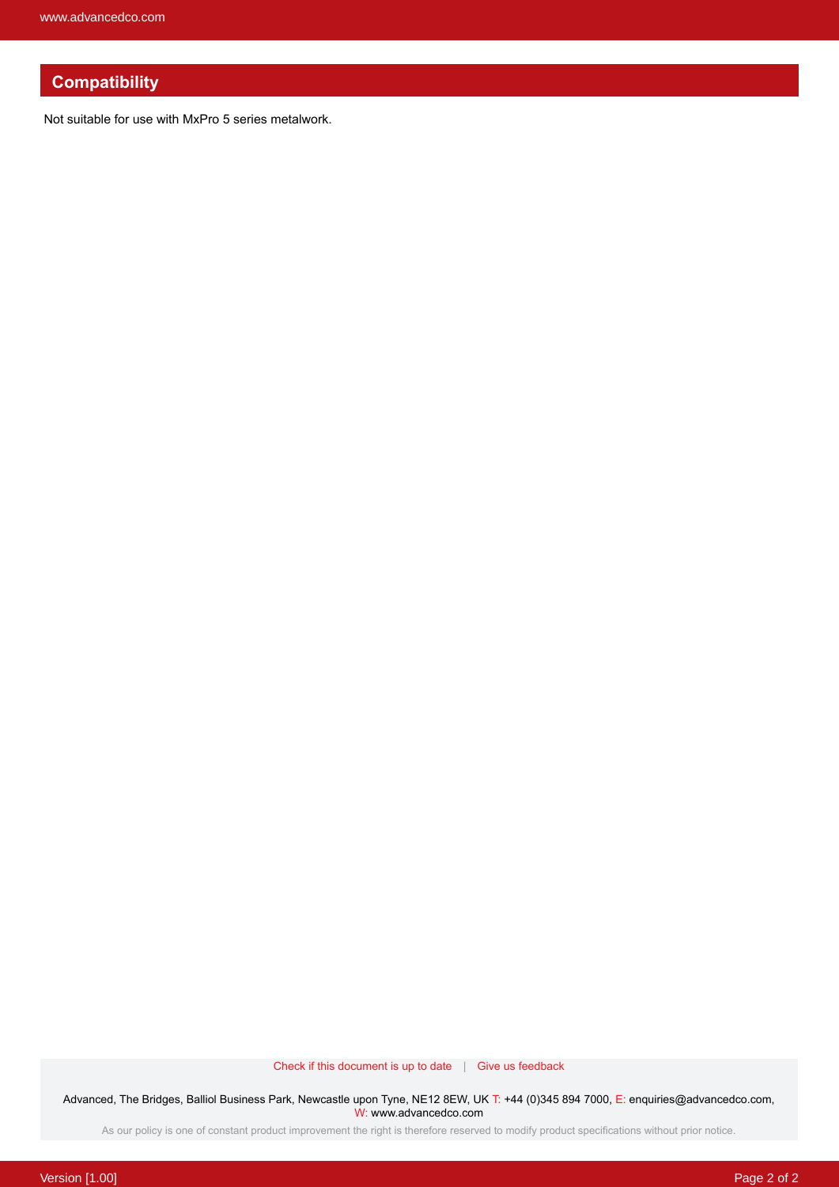## Compatibility

Not suitable for use with MxPro 5 series metalwork.

Check if this document is up to date | Give us feedback

Advanced, The Bridges, Balliol Business Park, Newcastle upon Tyne, NE12 8EW, UK T: +44 (0)345 894 7000, E: enquiries@advancedco.com, W: www.advancedco.com

As our policy is one of constant product improvement the right is therefore reserved to modify product specifications without prior notice.

Version [1.00]